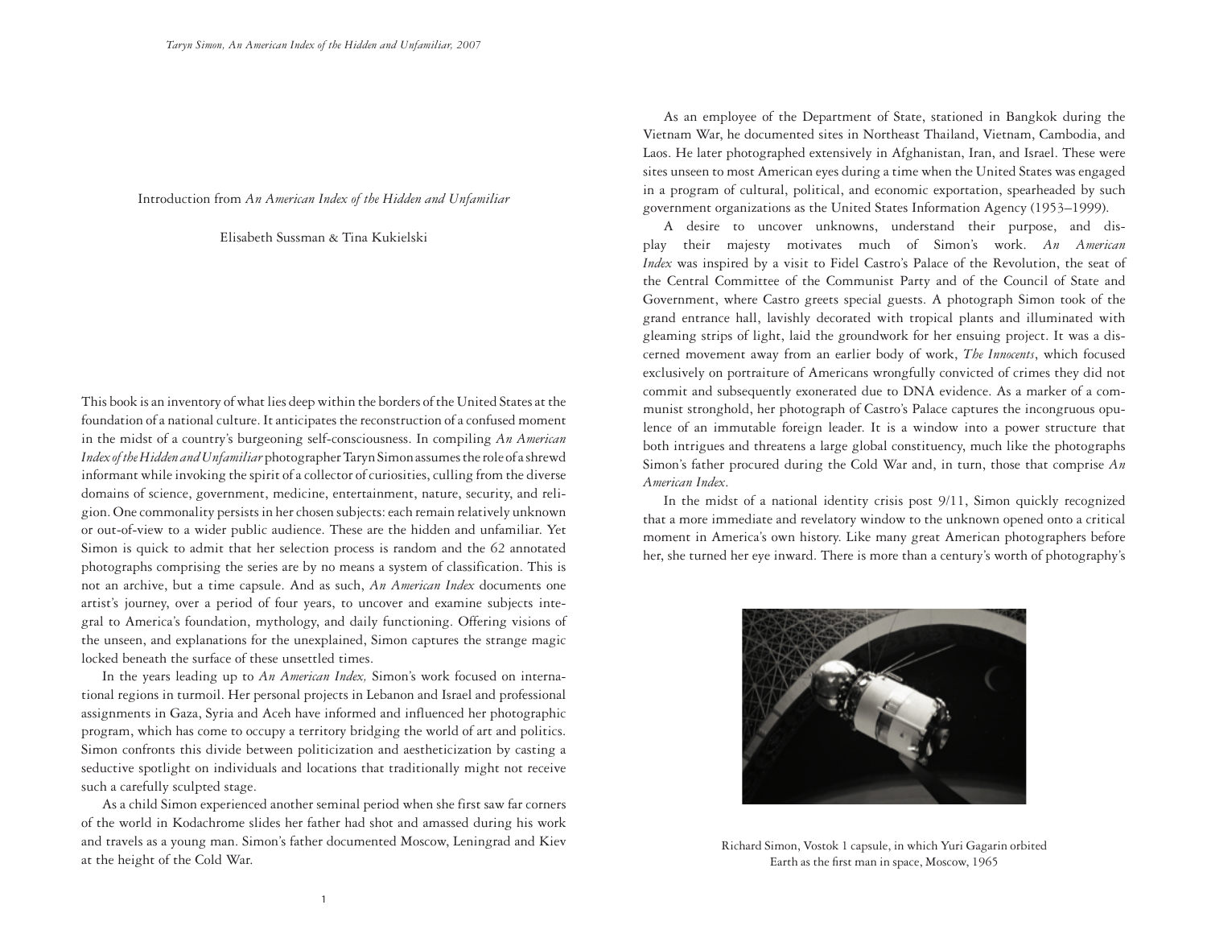Introduction from *An American Index of the Hidden and Unfamiliar*

Elisabeth Sussman & Tina Kukielski

This book is an inventory of what lies deep within the borders of the United States at the foundation of a national culture. It anticipates the reconstruction of a confused moment in the midst of a country's burgeoning self-consciousness. In compiling *An American Index of the Hidden and Unfamiliar* photographer Taryn Simon assumes the role of a shrewd informant while invoking the spirit of a collector of curiosities, culling from the diverse domains of science, government, medicine, entertainment, nature, security, and religion. One commonality persists in her chosen subjects: each remain relatively unknown or out-of-view to a wider public audience. These are the hidden and unfamiliar. Yet Simon is quick to admit that her selection process is random and the 62 annotated photographs comprising the series are by no means a system of classification. This is not an archive, but a time capsule. And as such, *An American Index* documents one artist's journey, over a period of four years, to uncover and examine subjects integral to America's foundation, mythology, and daily functioning. Offering visions of the unseen, and explanations for the unexplained, Simon captures the strange magic locked beneath the surface of these unsettled times.

In the years leading up to *An American Index,* Simon's work focused on international regions in turmoil. Her personal projects in Lebanon and Israel and professional assignments in Gaza, Syria and Aceh have informed and influenced her photographic program, which has come to occupy a territory bridging the world of art and politics. Simon confronts this divide between politicization and aestheticization by casting a seductive spotlight on individuals and locations that traditionally might not receive such a carefully sculpted stage.

As a child Simon experienced another seminal period when she first saw far corners of the world in Kodachrome slides her father had shot and amassed during his work and travels as a young man. Simon's father documented Moscow, Leningrad and Kiev at the height of the Cold War.

As an employee of the Department of State, stationed in Bangkok during the Vietnam War, he documented sites in Northeast Thailand, Vietnam, Cambodia, and Laos. He later photographed extensively in Afghanistan, Iran, and Israel. These were sites unseen to most American eyes during a time when the United States was engaged in a program of cultural, political, and economic exportation, spearheaded by such government organizations as the United States Information Agency (1953–1999).

A desire to uncover unknowns, understand their purpose, and display their majesty motivates much of Simon's work. *An American Index* was inspired by a visit to Fidel Castro's Palace of the Revolution, the seat of the Central Committee of the Communist Party and of the Council of State and Government, where Castro greets special guests. A photograph Simon took of the grand entrance hall, lavishly decorated with tropical plants and illuminated with gleaming strips of light, laid the groundwork for her ensuing project. It was a discerned movement away from an earlier body of work, *The Innocents*, which focused exclusively on portraiture of Americans wrongfully convicted of crimes they did not commit and subsequently exonerated due to DNA evidence. As a marker of a communist stronghold, her photograph of Castro's Palace captures the incongruous opulence of an immutable foreign leader. It is a window into a power structure that both intrigues and threatens a large global constituency, much like the photographs Simon's father procured during the Cold War and, in turn, those that comprise *An American Index*.

In the midst of a national identity crisis post 9/11, Simon quickly recognized that a more immediate and revelatory window to the unknown opened onto a critical moment in America's own history. Like many great American photographers before her, she turned her eye inward. There is more than a century's worth of photography's

Richard Simon, Vostok 1 capsule, in which Yuri Gagarin orbited Earth as the first man in space, Moscow, 1965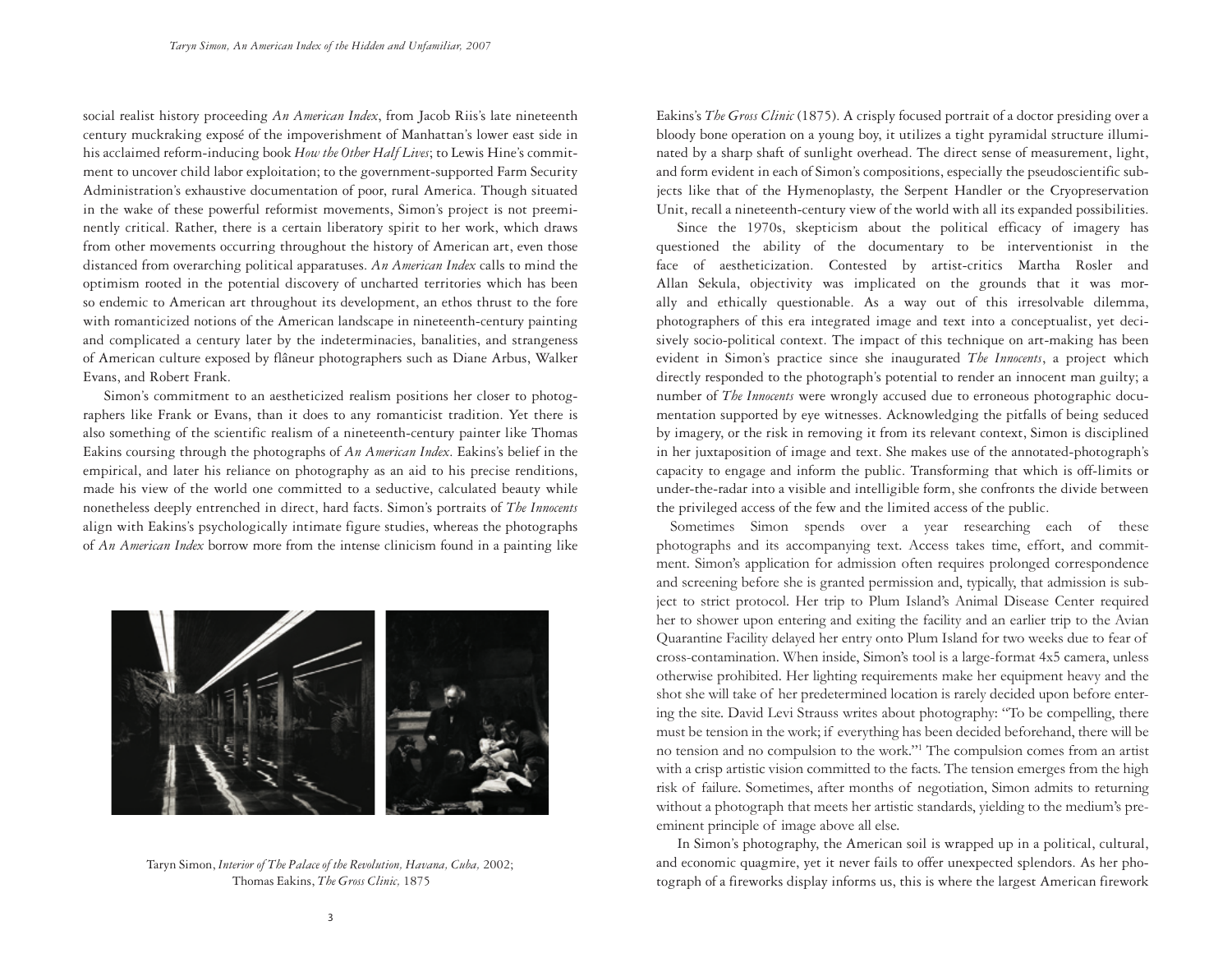social realist history proceeding *An American Index*, from Jacob Riis's late nineteenth century muckraking exposé of the impoverishment of Manhattan's lower east side in his acclaimed reform-inducing book *How the Other Half Lives*; to Lewis Hine's commitment to uncover child labor exploitation; to the government-supported Farm Security Administration's exhaustive documentation of poor, rural America. Though situated in the wake of these powerful reformist movements, Simon's project is not preeminently critical. Rather, there is a certain liberatory spirit to her work, which draws from other movements occurring throughout the history of American art, even those distanced from overarching political apparatuses. *An American Index* calls to mind the optimism rooted in the potential discovery of uncharted territories which has been so endemic to American art throughout its development, an ethos thrust to the fore with romanticized notions of the American landscape in nineteenth-century painting and complicated a century later by the indeterminacies, banalities, and strangeness of American culture exposed by flâneur photographers such as Diane Arbus, Walker Evans, and Robert Frank.

Simon's commitment to an aestheticized realism positions her closer to photographers like Frank or Evans, than it does to any romanticist tradition. Yet there is also something of the scientific realism of a nineteenth-century painter like Thomas Eakins coursing through the photographs of *An American Index*. Eakins's belief in the empirical, and later his reliance on photography as an aid to his precise renditions, made his view of the world one committed to a seductive, calculated beauty while nonetheless deeply entrenched in direct, hard facts. Simon's portraits of *The Innocents* align with Eakins's psychologically intimate figure studies, whereas the photographs of *An American Index* borrow more from the intense clinicism found in a painting like Eakins's *The Gross Clinic* (1875). A crisply focused portrait of a doctor presiding over a bloody bone operation on a young boy, it utilizes a tight pyramidal structure illuminated by a sharp shaft of sunlight overhead. The direct sense of measurement, light, and form evident in each of Simon's compositions, especially the pseudoscientific subjects like that of the Hymenoplasty, the Serpent Handler or the Cryopreservation Unit, recall a nineteenth-century view of the world with all its expanded possibilities.

Taryn Simon, *Interior of The Palace of the Revolution, Havana, Cuba,* 2002; Thomas Eakins, *The Gross Clinic,* 1875

Since the 1970s, skepticism about the political efficacy of imagery has questioned the ability of the documentary to be interventionist in the face of aestheticization. Contested by artist-critics Martha Rosler and Allan Sekula, objectivity was implicated on the grounds that it was morally and ethically questionable. As a way out of this irresolvable dilemma, photographers of this era integrated image and text into a conceptualist, yet decisively socio-political context. The impact of this technique on art-making has been evident in Simon's practice since she inaugurated *The Innocents*, a project which directly responded to the photograph's potential to render an innocent man guilty; a number of *The Innocents* were wrongly accused due to erroneous photographic documentation supported by eye witnesses. Acknowledging the pitfalls of being seduced by imagery, or the risk in removing it from its relevant context, Simon is disciplined in her juxtaposition of image and text. She makes use of the annotated-photograph's capacity to engage and inform the public. Transforming that which is off-limits or under-the-radar into a visible and intelligible form, she confronts the divide between the privileged access of the few and the limited access of the public.

Sometimes Simon spends over a year researching each of these photographs and its accompanying text. Access takes time, effort, and commitment. Simon's application for admission often requires prolonged correspondence and screening before she is granted permission and, typically, that admission is subject to strict protocol. Her trip to Plum Island's Animal Disease Center required her to shower upon entering and exiting the facility and an earlier trip to the Avian Quarantine Facility delayed her entry onto Plum Island for two weeks due to fear of cross-contamination. When inside, Simon's tool is a large-format 4x5 camera, unless otherwise prohibited. Her lighting requirements make her equipment heavy and the shot she will take of her predetermined location is rarely decided upon before entering the site. David Levi Strauss writes about photography: "To be compelling, there must be tension in the work; if everything has been decided beforehand, there will be no tension and no compulsion to the work."[1] The compulsion comes from an artist with a crisp artistic vision committed to the facts. The tension emerges from the high risk of failure. Sometimes, after months of negotiation, Simon admits to returning without a photograph that meets her artistic standards, yielding to the medium's preeminent principle of image above all else.

In Simon's photography, the American soil is wrapped up in a political, cultural, and economic quagmire, yet it never fails to offer unexpected splendors. As her photograph of a fireworks display informs us, this is where the largest American firework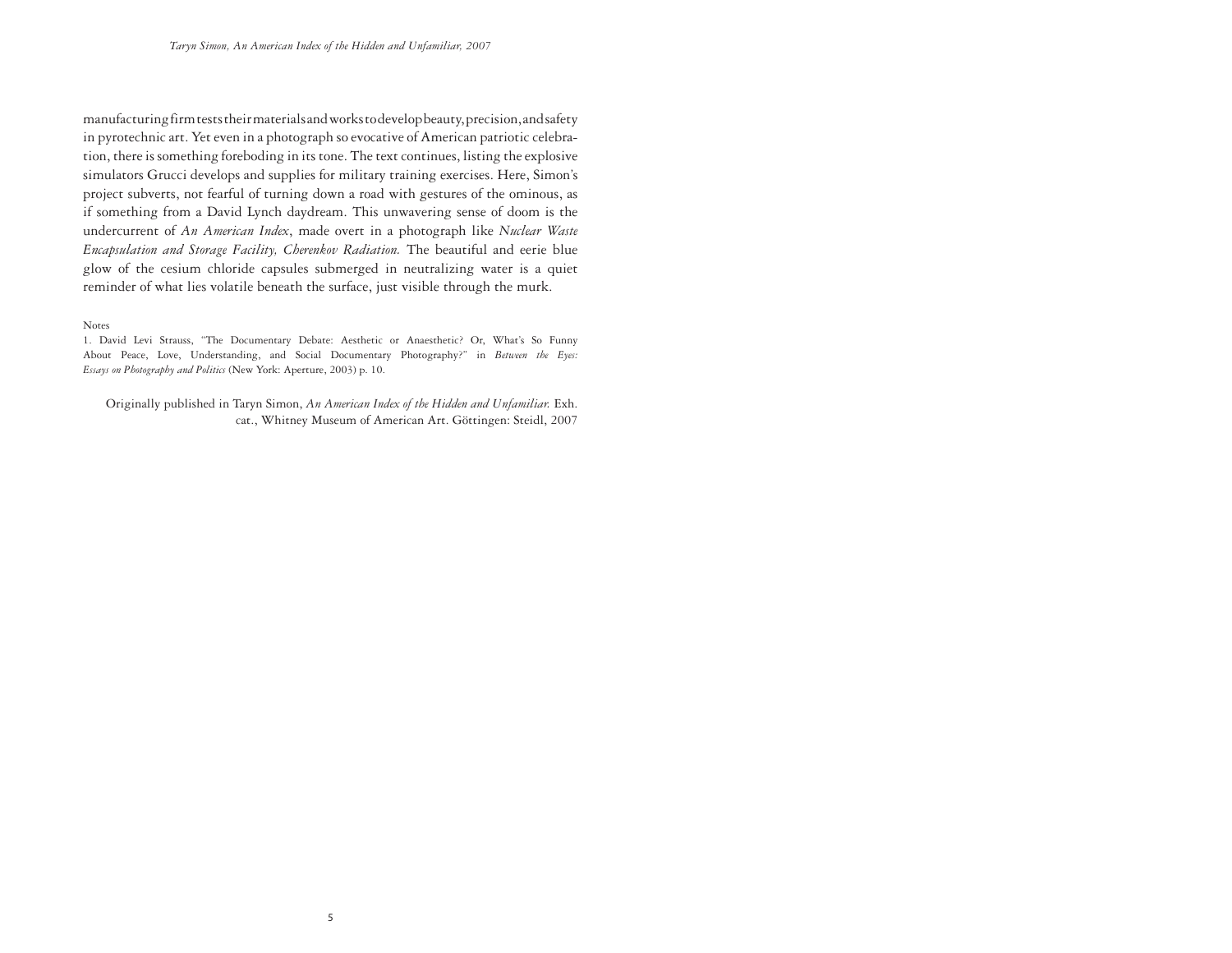manufacturing firm tests their materials and works to develop beauty, precision, and safety in pyrotechnic art. Yet even in a photograph so evocative of American patriotic celebration, there is something foreboding in its tone. The text continues, listing the explosive simulators Grucci develops and supplies for military training exercises. Here, Simon's project subverts, not fearful of turning down a road with gestures of the ominous, as if something from a David Lynch daydream. This unwavering sense of doom is the undercurrent of *An American Index*, made overt in a photograph like *Nuclear Waste Encapsulation and Storage Facility, Cherenkov Radiation.* The beautiful and eerie blue glow of the cesium chloride capsules submerged in neutralizing water is a quiet reminder of what lies volatile beneath the surface, just visible through the murk.

Notes

1. David Levi Strauss, "The Documentary Debate: Aesthetic or Anaesthetic? Or, What's So Funny About Peace, Love, Understanding, and Social Documentary Photography?" in *Between the Eyes: Essays on Photography and Politics* (New York: Aperture, 2003) p. 10.

Originally published in Taryn Simon, *An American Index of the Hidden and Unfamiliar.* Exh. cat., Whitney Museum of American Art. Göttingen: Steidl, 2007